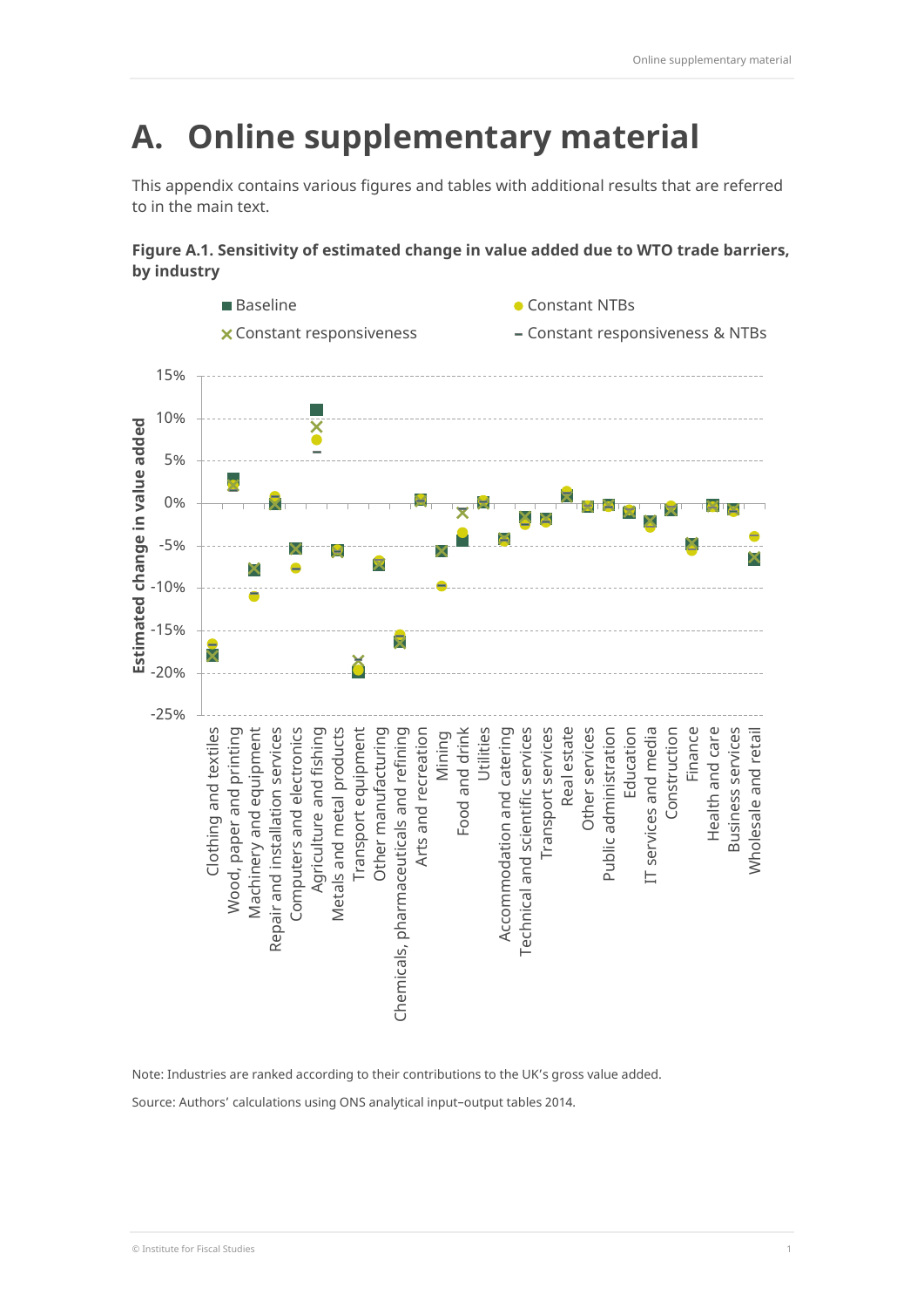# A. Online supplementary material

This appendix contains various figures and tables with additional results that are referred to in the main text.

**Figure A.1. Sensitivity of estimated change in value added due to WTO trade barriers, by industry**

Note: Industries are ranked according to their contributions to the UK's gross value added.

Source: Authors' calculations using ONS analytical input–output tables 2014.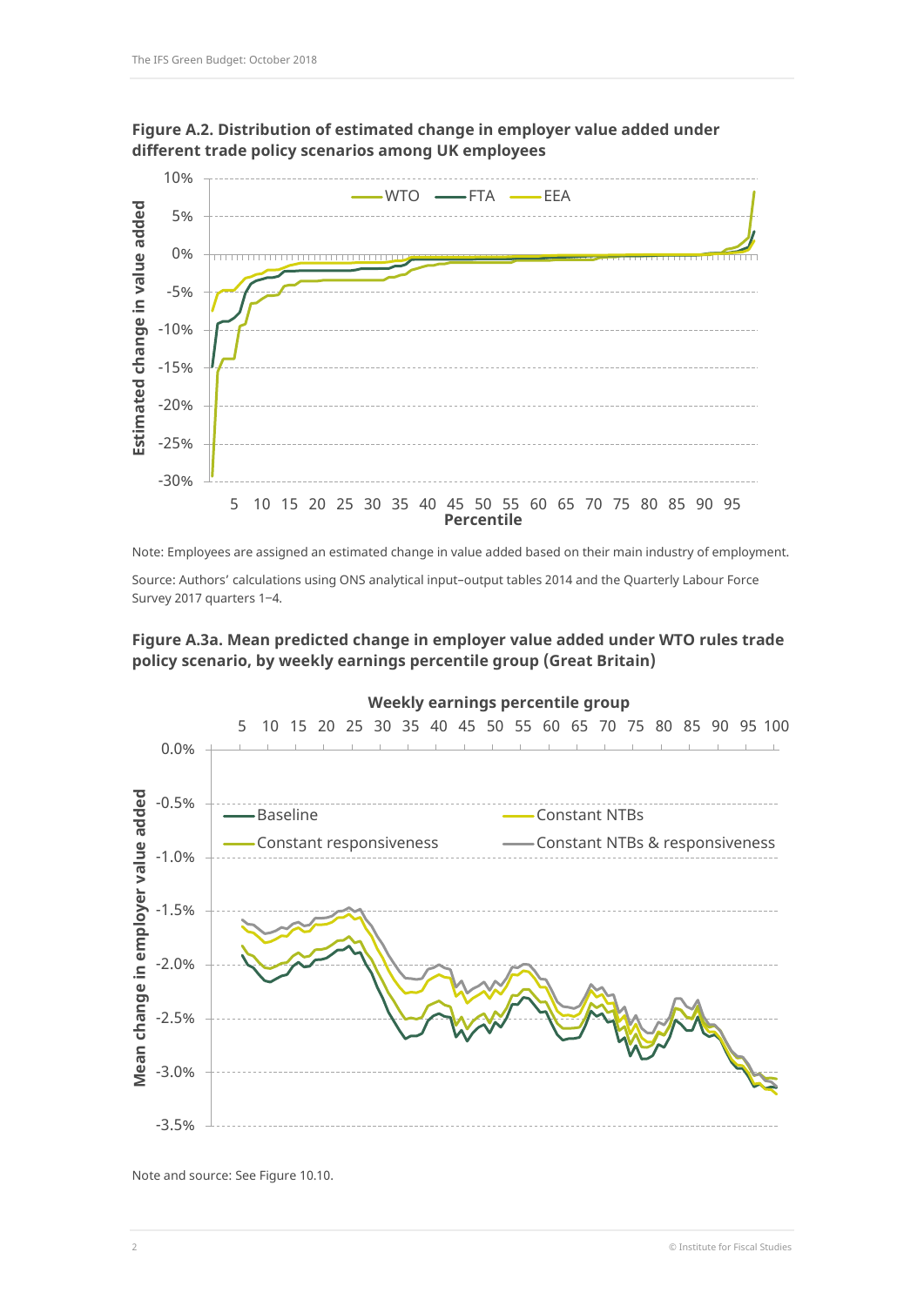**Figure A.2. Distribution of estimated change in employer value added under different trade policy scenarios among UK employees**

Note: Employees are assigned an estimated change in value added based on their main industry of employment.

Source: Authors' calculations using ONS analytical input–output tables 2014 and the Quarterly Labour Force Survey 2017 quarters 1–4.

**Figure A.3a. Mean predicted change in employer value added under WTO rules trade policy scenario, by weekly earnings percentile group (Great Britain)**

Note and source: See Figure 10.10.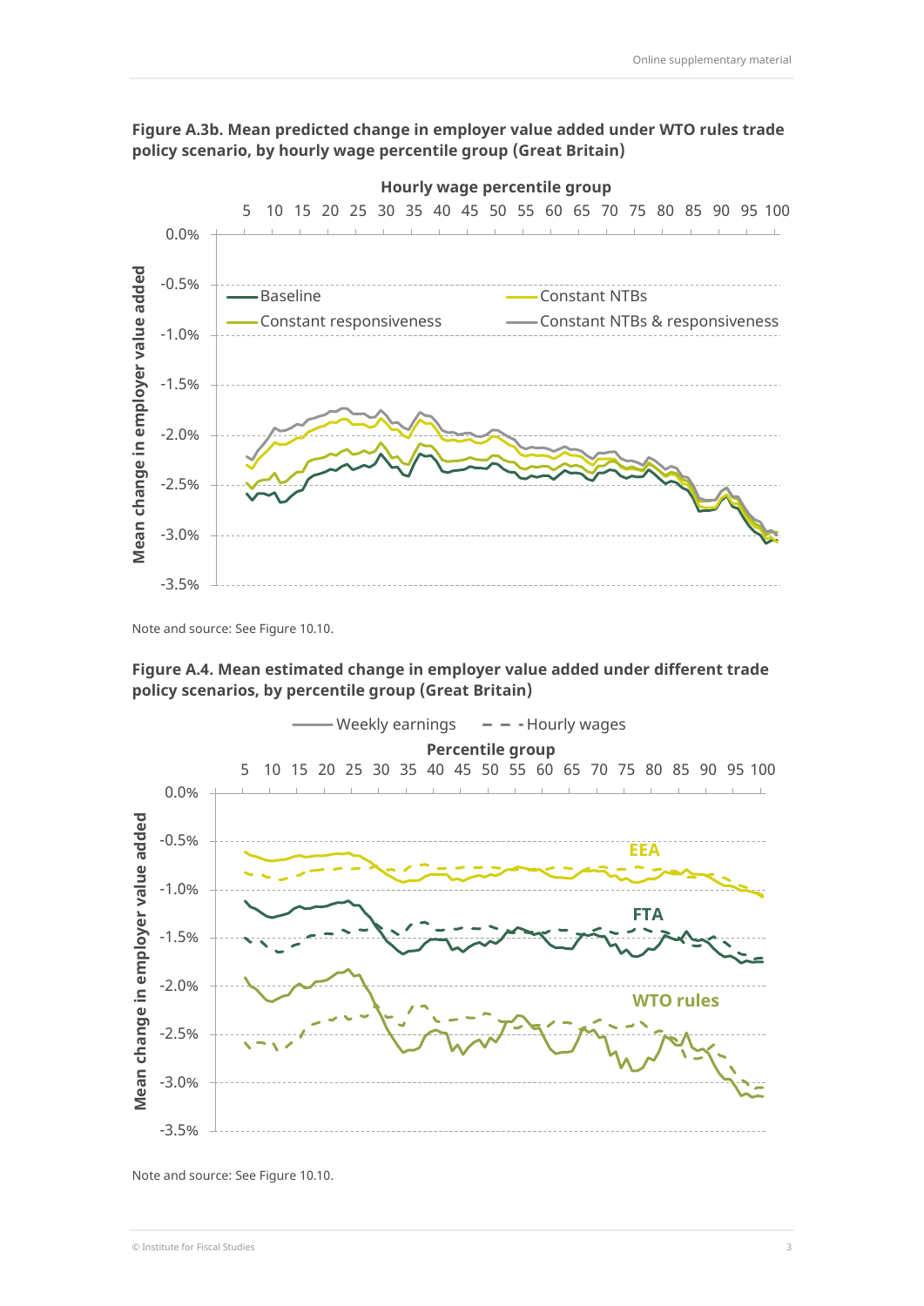**Figure A.3b. Mean predicted change in employer value added under WTO rules trade policy scenario, by hourly wage percentile group (Great Britain)**

Note and source: See Figure 10.10.

**Figure A.4. Mean estimated change in employer value added under different trade policy scenarios, by percentile group (Great Britain)**

Note and source: See Figure 10.10.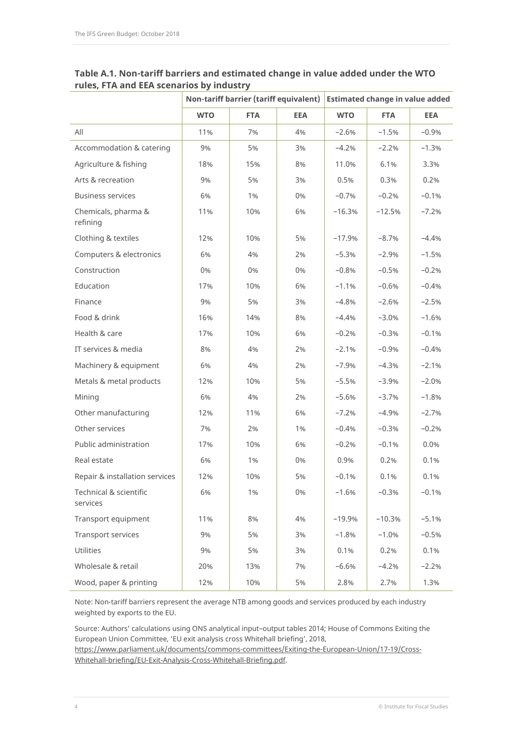**Table A.1. Non-tariff barriers and estimated change in value added under the WTO rules, FTA and EEA scenarios by industry**

| | Non-tariff barrier (tariff equivalent) | | | Estimated change in value added | | |
|---|---|---|---|---|---|---|
| | **WTO** | **FTA** | **EEA** | **WTO** | **FTA** | **EEA** |
| All | 11% | 7% | 4% | −2.6% | −1.5% | −0.9% |
| Accommodation & catering | 9% | 5% | 3% | −4.2% | −2.2% | −1.3% |
| Agriculture & fishing | 18% | 15% | 8% | 11.0% | 6.1% | 3.3% |
| Arts & recreation | 9% | 5% | 3% | 0.5% | 0.3% | 0.2% |
| Business services | 6% | 1% | 0% | −0.7% | −0.2% | −0.1% |
| Chemicals, pharma & refining | 11% | 10% | 6% | −16.3% | −12.5% | −7.2% |
| Clothing & textiles | 12% | 10% | 5% | −17.9% | −8.7% | −4.4% |
| Computers & electronics | 6% | 4% | 2% | −5.3% | −2.9% | −1.5% |
| Construction | 0% | 0% | 0% | −0.8% | −0.5% | −0.2% |
| Education | 17% | 10% | 6% | −1.1% | −0.6% | −0.4% |
| Finance | 9% | 5% | 3% | −4.8% | −2.6% | −2.5% |
| Food & drink | 16% | 14% | 8% | −4.4% | −3.0% | −1.6% |
| Health & care | 17% | 10% | 6% | −0.2% | −0.3% | −0.1% |
| IT services & media | 8% | 4% | 2% | −2.1% | −0.9% | −0.4% |
| Machinery & equipment | 6% | 4% | 2% | −7.9% | −4.3% | −2.1% |
| Metals & metal products | 12% | 10% | 5% | −5.5% | −3.9% | −2.0% |
| Mining | 6% | 4% | 2% | −5.6% | −3.7% | −1.8% |
| Other manufacturing | 12% | 11% | 6% | −7.2% | −4.9% | −2.7% |
| Other services | 7% | 2% | 1% | −0.4% | −0.3% | −0.2% |
| Public administration | 17% | 10% | 6% | −0.2% | −0.1% | 0.0% |
| Real estate | 6% | 1% | 0% | 0.9% | 0.2% | 0.1% |
| Repair & installation services | 12% | 10% | 5% | −0.1% | 0.1% | 0.1% |
| Technical & scientific services | 6% | 1% | 0% | −1.6% | −0.3% | −0.1% |
| Transport equipment | 11% | 8% | 4% | −19.9% | −10.3% | −5.1% |
| Transport services | 9% | 5% | 3% | −1.8% | −1.0% | −0.5% |
| Utilities | 9% | 5% | 3% | 0.1% | 0.2% | 0.1% |
| Wholesale & retail | 20% | 13% | 7% | −6.6% | −4.2% | −2.2% |
| Wood, paper & printing | 12% | 10% | 5% | 2.8% | 2.7% | 1.3% |

Note: Non-tariff barriers represent the average NTB among goods and services produced by each industry weighted by exports to the EU.

Source: Authors' calculations using ONS analytical input–output tables 2014; House of Commons Exiting the European Union Committee, 'EU exit analysis cross Whitehall briefing', 2018, https://www.parliament.uk/documents/commons-committees/Exiting-the-European-Union/17-19/Cross-Whitehall-briefing/EU-Exit-Analysis-Cross-Whitehall-Briefing.pdf.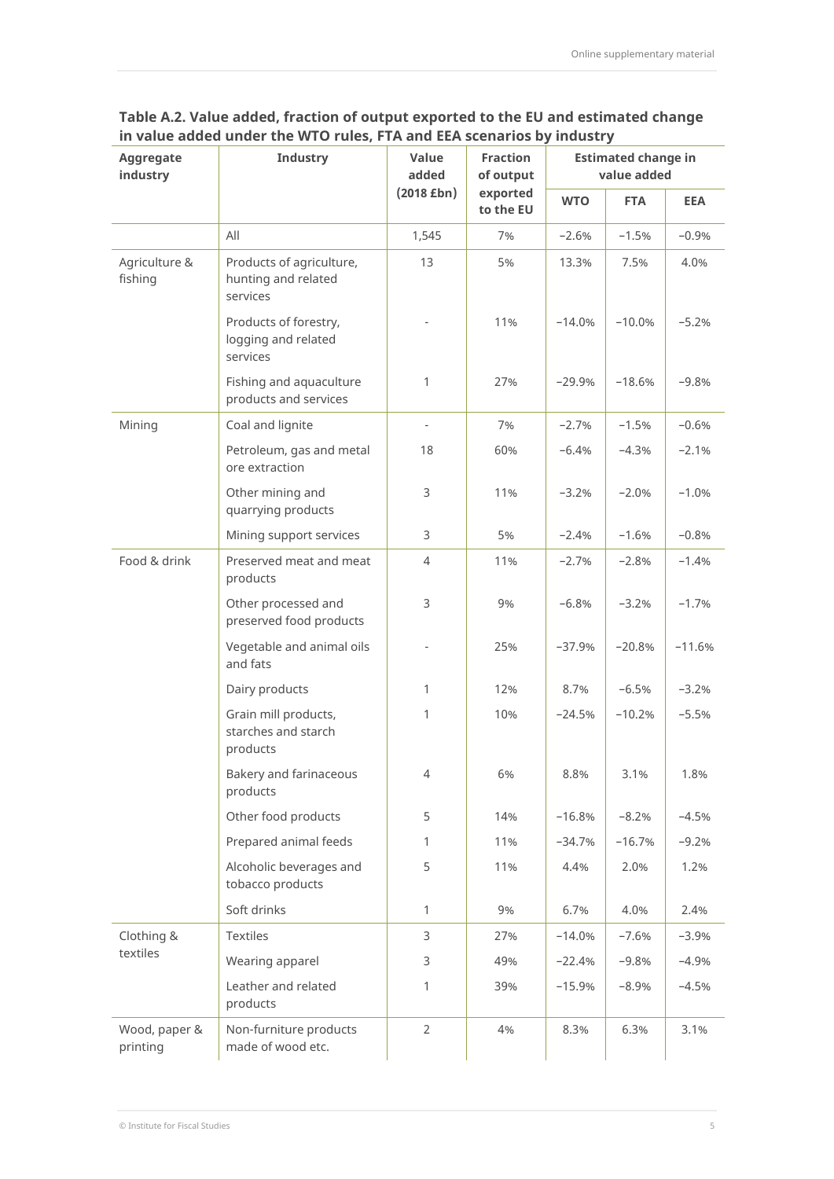**Table A.2. Value added, fraction of output exported to the EU and estimated change in value added under the WTO rules, FTA and EEA scenarios by industry**

| Aggregate industry | Industry | Value added (2018 £bn) | Fraction of output exported to the EU | Estimated change in value added | | |
|---|---|---|---|---|---|---|
| | | | | WTO | FTA | EEA |
| | All | 1,545 | 7% | −2.6% | −1.5% | −0.9% |
| Agriculture & fishing | Products of agriculture, hunting and related services | 13 | 5% | 13.3% | 7.5% | 4.0% |
| | Products of forestry, logging and related services | - | 11% | −14.0% | −10.0% | −5.2% |
| | Fishing and aquaculture products and services | 1 | 27% | −29.9% | −18.6% | −9.8% |
| Mining | Coal and lignite | - | 7% | −2.7% | −1.5% | −0.6% |
| | Petroleum, gas and metal ore extraction | 18 | 60% | −6.4% | −4.3% | −2.1% |
| | Other mining and quarrying products | 3 | 11% | −3.2% | −2.0% | −1.0% |
| | Mining support services | 3 | 5% | −2.4% | −1.6% | −0.8% |
| Food & drink | Preserved meat and meat products | 4 | 11% | −2.7% | −2.8% | −1.4% |
| | Other processed and preserved food products | 3 | 9% | −6.8% | −3.2% | −1.7% |
| | Vegetable and animal oils and fats | - | 25% | −37.9% | −20.8% | −11.6% |
| | Dairy products | 1 | 12% | 8.7% | −6.5% | −3.2% |
| | Grain mill products, starches and starch products | 1 | 10% | −24.5% | −10.2% | −5.5% |
| | Bakery and farinaceous products | 4 | 6% | 8.8% | 3.1% | 1.8% |
| | Other food products | 5 | 14% | −16.8% | −8.2% | −4.5% |
| | Prepared animal feeds | 1 | 11% | −34.7% | −16.7% | −9.2% |
| | Alcoholic beverages and tobacco products | 5 | 11% | 4.4% | 2.0% | 1.2% |
| | Soft drinks | 1 | 9% | 6.7% | 4.0% | 2.4% |
| Clothing & textiles | Textiles | 3 | 27% | −14.0% | −7.6% | −3.9% |
| | Wearing apparel | 3 | 49% | −22.4% | −9.8% | −4.9% |
| | Leather and related products | 1 | 39% | −15.9% | −8.9% | −4.5% |
| Wood, paper & printing | Non-furniture products made of wood etc. | 2 | 4% | 8.3% | 6.3% | 3.1% |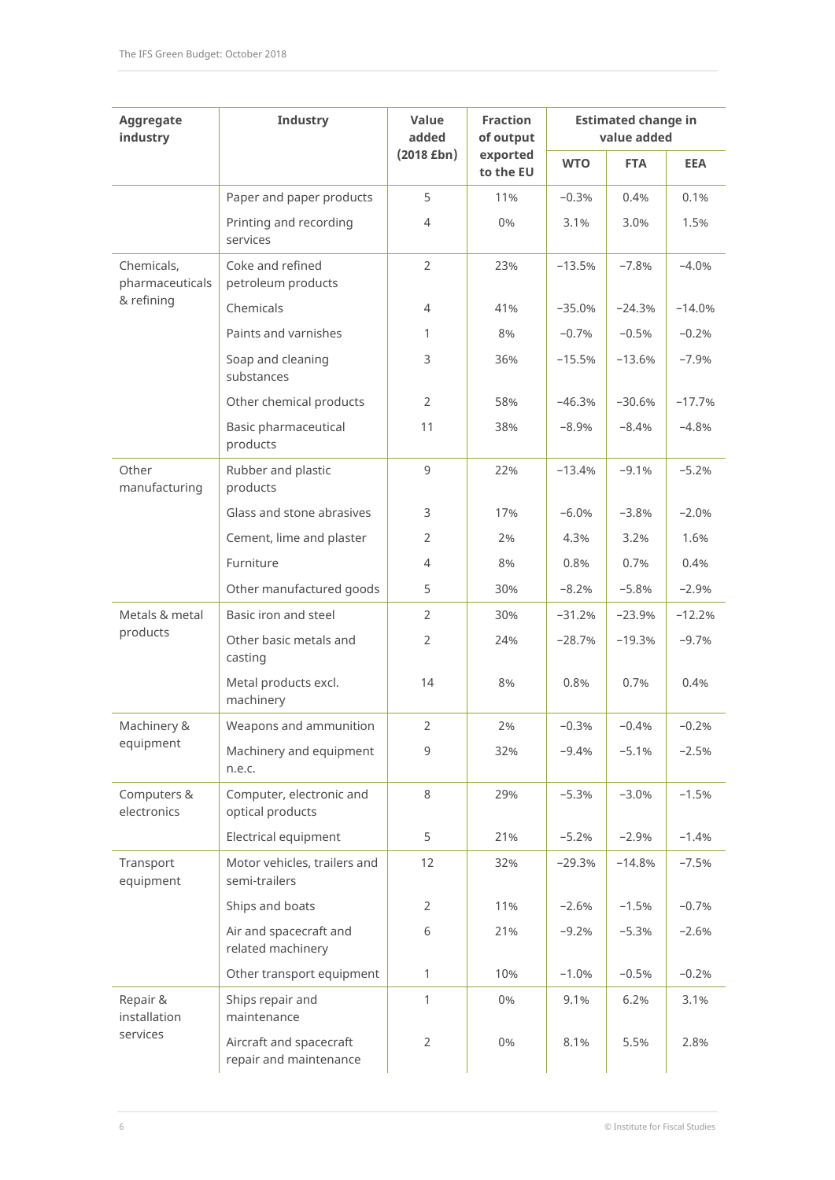| Aggregate industry | Industry | Value added (2018 £bn) | Fraction of output exported to the EU | Estimated change in value added | | |
|---|---|---|---|---|---|---|
| | | | | WTO | FTA | EEA |
| | Paper and paper products | 5 | 11% | −0.3% | 0.4% | 0.1% |
| | Printing and recording services | 4 | 0% | 3.1% | 3.0% | 1.5% |
| Chemicals, pharmaceuticals & refining | Coke and refined petroleum products | 2 | 23% | −13.5% | −7.8% | −4.0% |
| | Chemicals | 4 | 41% | −35.0% | −24.3% | −14.0% |
| | Paints and varnishes | 1 | 8% | −0.7% | −0.5% | −0.2% |
| | Soap and cleaning substances | 3 | 36% | −15.5% | −13.6% | −7.9% |
| | Other chemical products | 2 | 58% | −46.3% | −30.6% | −17.7% |
| | Basic pharmaceutical products | 11 | 38% | −8.9% | −8.4% | −4.8% |
| Other manufacturing | Rubber and plastic products | 9 | 22% | −13.4% | −9.1% | −5.2% |
| | Glass and stone abrasives | 3 | 17% | −6.0% | −3.8% | −2.0% |
| | Cement, lime and plaster | 2 | 2% | 4.3% | 3.2% | 1.6% |
| | Furniture | 4 | 8% | 0.8% | 0.7% | 0.4% |
| | Other manufactured goods | 5 | 30% | −8.2% | −5.8% | −2.9% |
| Metals & metal products | Basic iron and steel | 2 | 30% | −31.2% | −23.9% | −12.2% |
| | Other basic metals and casting | 2 | 24% | −28.7% | −19.3% | −9.7% |
| | Metal products excl. machinery | 14 | 8% | 0.8% | 0.7% | 0.4% |
| Machinery & equipment | Weapons and ammunition | 2 | 2% | −0.3% | −0.4% | −0.2% |
| | Machinery and equipment n.e.c. | 9 | 32% | −9.4% | −5.1% | −2.5% |
| Computers & electronics | Computer, electronic and optical products | 8 | 29% | −5.3% | −3.0% | −1.5% |
| | Electrical equipment | 5 | 21% | −5.2% | −2.9% | −1.4% |
| Transport equipment | Motor vehicles, trailers and semi-trailers | 12 | 32% | −29.3% | −14.8% | −7.5% |
| | Ships and boats | 2 | 11% | −2.6% | −1.5% | −0.7% |
| | Air and spacecraft and related machinery | 6 | 21% | −9.2% | −5.3% | −2.6% |
| | Other transport equipment | 1 | 10% | −1.0% | −0.5% | −0.2% |
| Repair & installation services | Ships repair and maintenance | 1 | 0% | 9.1% | 6.2% | 3.1% |
| | Aircraft and spacecraft repair and maintenance | 2 | 0% | 8.1% | 5.5% | 2.8% |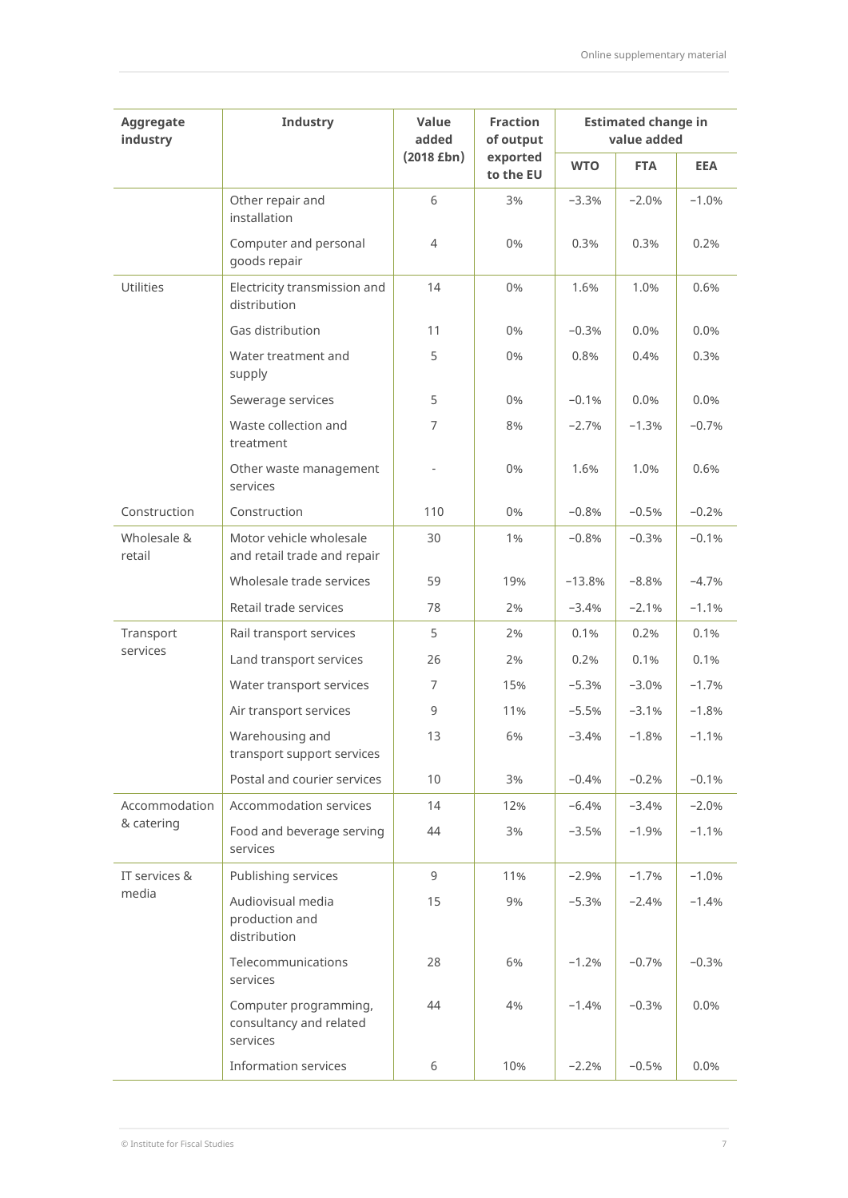| Aggregate industry | Industry | Value added (2018 £bn) | Fraction of output exported to the EU | Estimated change in value added | | |
|---|---|---|---|---|---|---|
| | | | | WTO | FTA | EEA |
| | Other repair and installation | 6 | 3% | −3.3% | −2.0% | −1.0% |
| | Computer and personal goods repair | 4 | 0% | 0.3% | 0.3% | 0.2% |
| Utilities | Electricity transmission and distribution | 14 | 0% | 1.6% | 1.0% | 0.6% |
| | Gas distribution | 11 | 0% | −0.3% | 0.0% | 0.0% |
| | Water treatment and supply | 5 | 0% | 0.8% | 0.4% | 0.3% |
| | Sewerage services | 5 | 0% | −0.1% | 0.0% | 0.0% |
| | Waste collection and treatment | 7 | 8% | −2.7% | −1.3% | −0.7% |
| | Other waste management services | - | 0% | 1.6% | 1.0% | 0.6% |
| Construction | Construction | 110 | 0% | −0.8% | −0.5% | −0.2% |
| Wholesale & retail | Motor vehicle wholesale and retail trade and repair | 30 | 1% | −0.8% | −0.3% | −0.1% |
| | Wholesale trade services | 59 | 19% | −13.8% | −8.8% | −4.7% |
| | Retail trade services | 78 | 2% | −3.4% | −2.1% | −1.1% |
| Transport services | Rail transport services | 5 | 2% | 0.1% | 0.2% | 0.1% |
| | Land transport services | 26 | 2% | 0.2% | 0.1% | 0.1% |
| | Water transport services | 7 | 15% | −5.3% | −3.0% | −1.7% |
| | Air transport services | 9 | 11% | −5.5% | −3.1% | −1.8% |
| | Warehousing and transport support services | 13 | 6% | −3.4% | −1.8% | −1.1% |
| | Postal and courier services | 10 | 3% | −0.4% | −0.2% | −0.1% |
| Accommodation & catering | Accommodation services | 14 | 12% | −6.4% | −3.4% | −2.0% |
| | Food and beverage serving services | 44 | 3% | −3.5% | −1.9% | −1.1% |
| IT services & media | Publishing services | 9 | 11% | −2.9% | −1.7% | −1.0% |
| | Audiovisual media production and distribution | 15 | 9% | −5.3% | −2.4% | −1.4% |
| | Telecommunications services | 28 | 6% | −1.2% | −0.7% | −0.3% |
| | Computer programming, consultancy and related services | 44 | 4% | −1.4% | −0.3% | 0.0% |
| | Information services | 6 | 10% | −2.2% | −0.5% | 0.0% |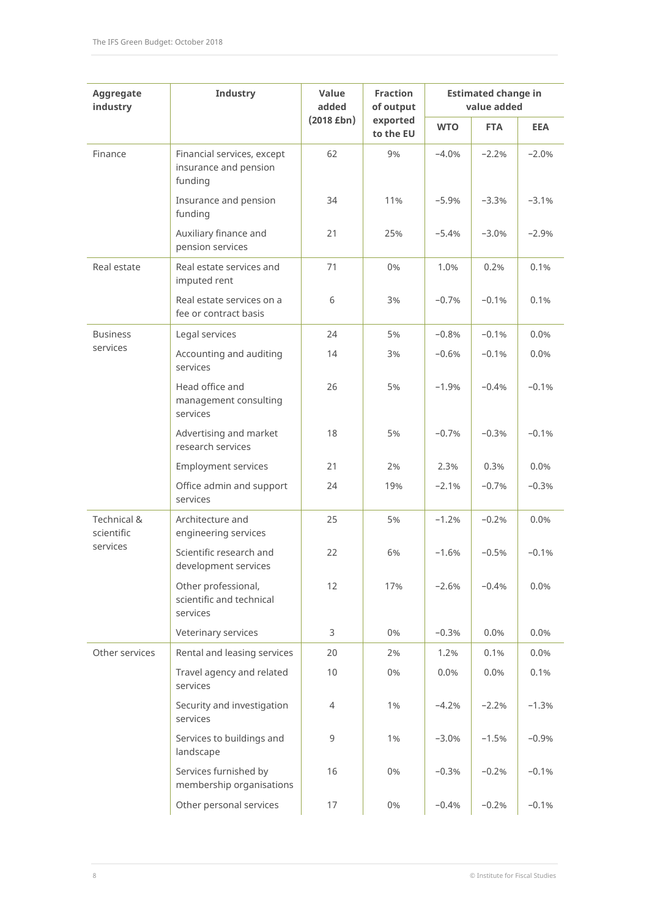| Aggregate industry | Industry | Value added (2018 £bn) | Fraction of output exported to the EU | Estimated change in value added | | |
|---|---|---|---|---|---|---|
| | | | | WTO | FTA | EEA |
| Finance | Financial services, except insurance and pension funding | 62 | 9% | −4.0% | −2.2% | −2.0% |
| | Insurance and pension funding | 34 | 11% | −5.9% | −3.3% | −3.1% |
| | Auxiliary finance and pension services | 21 | 25% | −5.4% | −3.0% | −2.9% |
| Real estate | Real estate services and imputed rent | 71 | 0% | 1.0% | 0.2% | 0.1% |
| | Real estate services on a fee or contract basis | 6 | 3% | −0.7% | −0.1% | 0.1% |
| Business services | Legal services | 24 | 5% | −0.8% | −0.1% | 0.0% |
| | Accounting and auditing services | 14 | 3% | −0.6% | −0.1% | 0.0% |
| | Head office and management consulting services | 26 | 5% | −1.9% | −0.4% | −0.1% |
| | Advertising and market research services | 18 | 5% | −0.7% | −0.3% | −0.1% |
| | Employment services | 21 | 2% | 2.3% | 0.3% | 0.0% |
| | Office admin and support services | 24 | 19% | −2.1% | −0.7% | −0.3% |
| Technical & scientific services | Architecture and engineering services | 25 | 5% | −1.2% | −0.2% | 0.0% |
| | Scientific research and development services | 22 | 6% | −1.6% | −0.5% | −0.1% |
| | Other professional, scientific and technical services | 12 | 17% | −2.6% | −0.4% | 0.0% |
| | Veterinary services | 3 | 0% | −0.3% | 0.0% | 0.0% |
| Other services | Rental and leasing services | 20 | 2% | 1.2% | 0.1% | 0.0% |
| | Travel agency and related services | 10 | 0% | 0.0% | 0.0% | 0.1% |
| | Security and investigation services | 4 | 1% | −4.2% | −2.2% | −1.3% |
| | Services to buildings and landscape | 9 | 1% | −3.0% | −1.5% | −0.9% |
| | Services furnished by membership organisations | 16 | 0% | −0.3% | −0.2% | −0.1% |
| | Other personal services | 17 | 0% | −0.4% | −0.2% | −0.1% |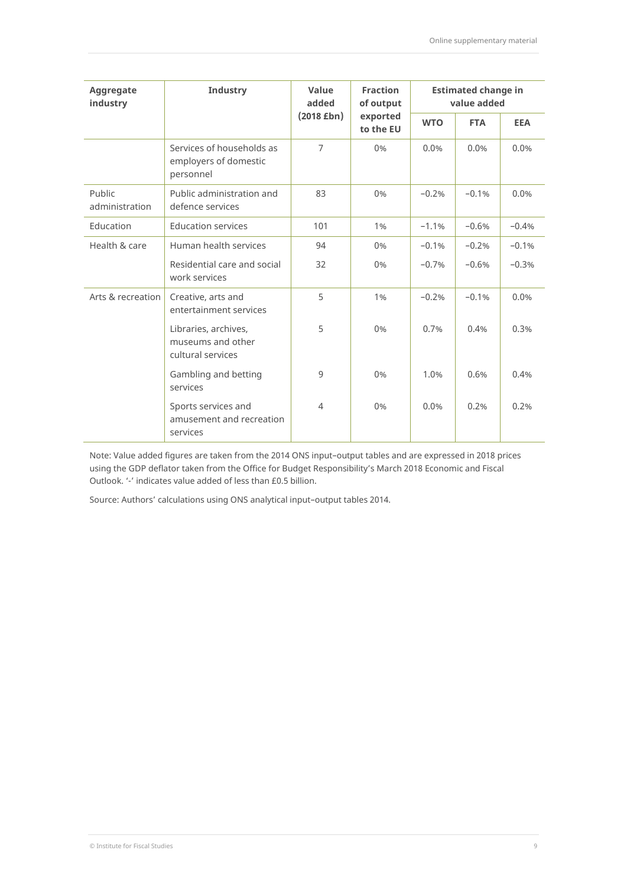| Aggregate industry | Industry | Value added (2018 £bn) | Fraction of output exported to the EU | Estimated change in value added | | |
|---|---|---|---|---|---|---|
| | | | | WTO | FTA | EEA |
| | Services of households as employers of domestic personnel | 7 | 0% | 0.0% | 0.0% | 0.0% |
| Public administration | Public administration and defence services | 83 | 0% | −0.2% | −0.1% | 0.0% |
| Education | Education services | 101 | 1% | −1.1% | −0.6% | −0.4% |
| Health & care | Human health services | 94 | 0% | −0.1% | −0.2% | −0.1% |
| | Residential care and social work services | 32 | 0% | −0.7% | −0.6% | −0.3% |
| Arts & recreation | Creative, arts and entertainment services | 5 | 1% | −0.2% | −0.1% | 0.0% |
| | Libraries, archives, museums and other cultural services | 5 | 0% | 0.7% | 0.4% | 0.3% |
| | Gambling and betting services | 9 | 0% | 1.0% | 0.6% | 0.4% |
| | Sports services and amusement and recreation services | 4 | 0% | 0.0% | 0.2% | 0.2% |

Note: Value added figures are taken from the 2014 ONS input–output tables and are expressed in 2018 prices using the GDP deflator taken from the Office for Budget Responsibility's March 2018 Economic and Fiscal Outlook. '-' indicates value added of less than £0.5 billion.

Source: Authors' calculations using ONS analytical input–output tables 2014.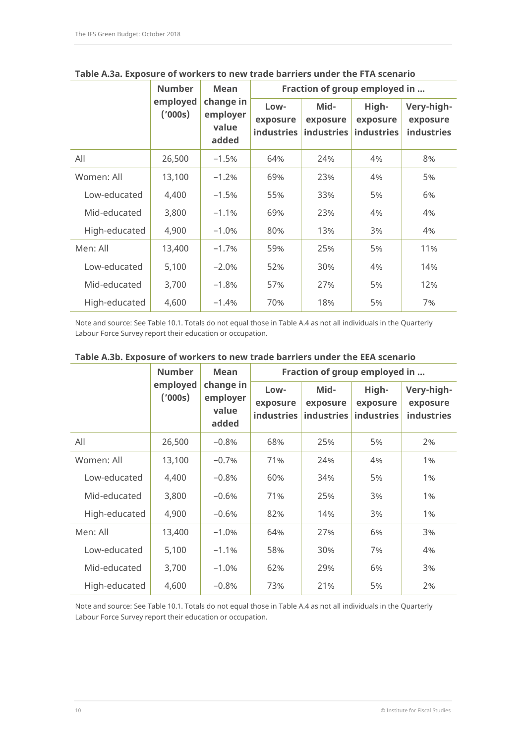**Table A.3a. Exposure of workers to new trade barriers under the FTA scenario**

| | Number employed ('000s) | Mean change in employer value added | Fraction of group employed in ... | | | |
|---|---|---|---|---|---|---|
| | | | Low-exposure industries | Mid-exposure industries | High-exposure industries | Very-high-exposure industries |
| All | 26,500 | −1.5% | 64% | 24% | 4% | 8% |
| Women: All | 13,100 | −1.2% | 69% | 23% | 4% | 5% |
| Low-educated | 4,400 | −1.5% | 55% | 33% | 5% | 6% |
| Mid-educated | 3,800 | −1.1% | 69% | 23% | 4% | 4% |
| High-educated | 4,900 | −1.0% | 80% | 13% | 3% | 4% |
| Men: All | 13,400 | −1.7% | 59% | 25% | 5% | 11% |
| Low-educated | 5,100 | −2.0% | 52% | 30% | 4% | 14% |
| Mid-educated | 3,700 | −1.8% | 57% | 27% | 5% | 12% |
| High-educated | 4,600 | −1.4% | 70% | 18% | 5% | 7% |

Note and source: See Table 10.1. Totals do not equal those in Table A.4 as not all individuals in the Quarterly Labour Force Survey report their education or occupation.

**Table A.3b. Exposure of workers to new trade barriers under the EEA scenario**

| | Number employed ('000s) | Mean change in employer value added | Fraction of group employed in ... | | | |
|---|---|---|---|---|---|---|
| | | | Low-exposure industries | Mid-exposure industries | High-exposure industries | Very-high-exposure industries |
| All | 26,500 | −0.8% | 68% | 25% | 5% | 2% |
| Women: All | 13,100 | −0.7% | 71% | 24% | 4% | 1% |
| Low-educated | 4,400 | −0.8% | 60% | 34% | 5% | 1% |
| Mid-educated | 3,800 | −0.6% | 71% | 25% | 3% | 1% |
| High-educated | 4,900 | −0.6% | 82% | 14% | 3% | 1% |
| Men: All | 13,400 | −1.0% | 64% | 27% | 6% | 3% |
| Low-educated | 5,100 | −1.1% | 58% | 30% | 7% | 4% |
| Mid-educated | 3,700 | −1.0% | 62% | 29% | 6% | 3% |
| High-educated | 4,600 | −0.8% | 73% | 21% | 5% | 2% |

Note and source: See Table 10.1. Totals do not equal those in Table A.4 as not all individuals in the Quarterly Labour Force Survey report their education or occupation.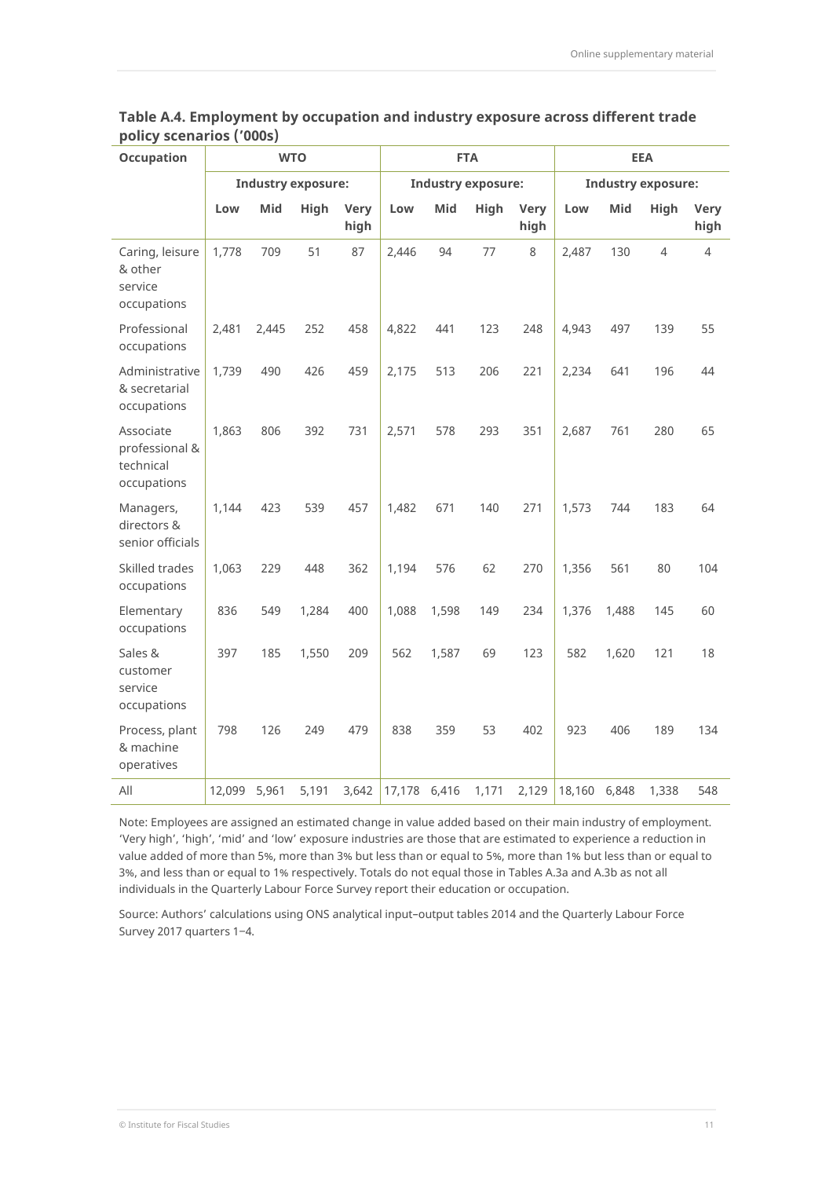**Table A.4. Employment by occupation and industry exposure across different trade policy scenarios ('000s)**

| Occupation | WTO | | | | FTA | | | | EEA | | | |
|---|---|---|---|---|---|---|---|---|---|---|---|---|
| | Industry exposure: | | | | Industry exposure: | | | | Industry exposure: | | | |
| | Low | Mid | High | Very high | Low | Mid | High | Very high | Low | Mid | High | Very high |
| Caring, leisure & other service occupations | 1,778 | 709 | 51 | 87 | 2,446 | 94 | 77 | 8 | 2,487 | 130 | 4 | 4 |
| Professional occupations | 2,481 | 2,445 | 252 | 458 | 4,822 | 441 | 123 | 248 | 4,943 | 497 | 139 | 55 |
| Administrative & secretarial occupations | 1,739 | 490 | 426 | 459 | 2,175 | 513 | 206 | 221 | 2,234 | 641 | 196 | 44 |
| Associate professional & technical occupations | 1,863 | 806 | 392 | 731 | 2,571 | 578 | 293 | 351 | 2,687 | 761 | 280 | 65 |
| Managers, directors & senior officials | 1,144 | 423 | 539 | 457 | 1,482 | 671 | 140 | 271 | 1,573 | 744 | 183 | 64 |
| Skilled trades occupations | 1,063 | 229 | 448 | 362 | 1,194 | 576 | 62 | 270 | 1,356 | 561 | 80 | 104 |
| Elementary occupations | 836 | 549 | 1,284 | 400 | 1,088 | 1,598 | 149 | 234 | 1,376 | 1,488 | 145 | 60 |
| Sales & customer service occupations | 397 | 185 | 1,550 | 209 | 562 | 1,587 | 69 | 123 | 582 | 1,620 | 121 | 18 |
| Process, plant & machine operatives | 798 | 126 | 249 | 479 | 838 | 359 | 53 | 402 | 923 | 406 | 189 | 134 |
| All | 12,099 | 5,961 | 5,191 | 3,642 | 17,178 | 6,416 | 1,171 | 2,129 | 18,160 | 6,848 | 1,338 | 548 |

Note: Employees are assigned an estimated change in value added based on their main industry of employment. 'Very high', 'high', 'mid' and 'low' exposure industries are those that are estimated to experience a reduction in value added of more than 5%, more than 3% but less than or equal to 5%, more than 1% but less than or equal to 3%, and less than or equal to 1% respectively. Totals do not equal those in Tables A.3a and A.3b as not all individuals in the Quarterly Labour Force Survey report their education or occupation.

Source: Authors' calculations using ONS analytical input–output tables 2014 and the Quarterly Labour Force Survey 2017 quarters 1–4.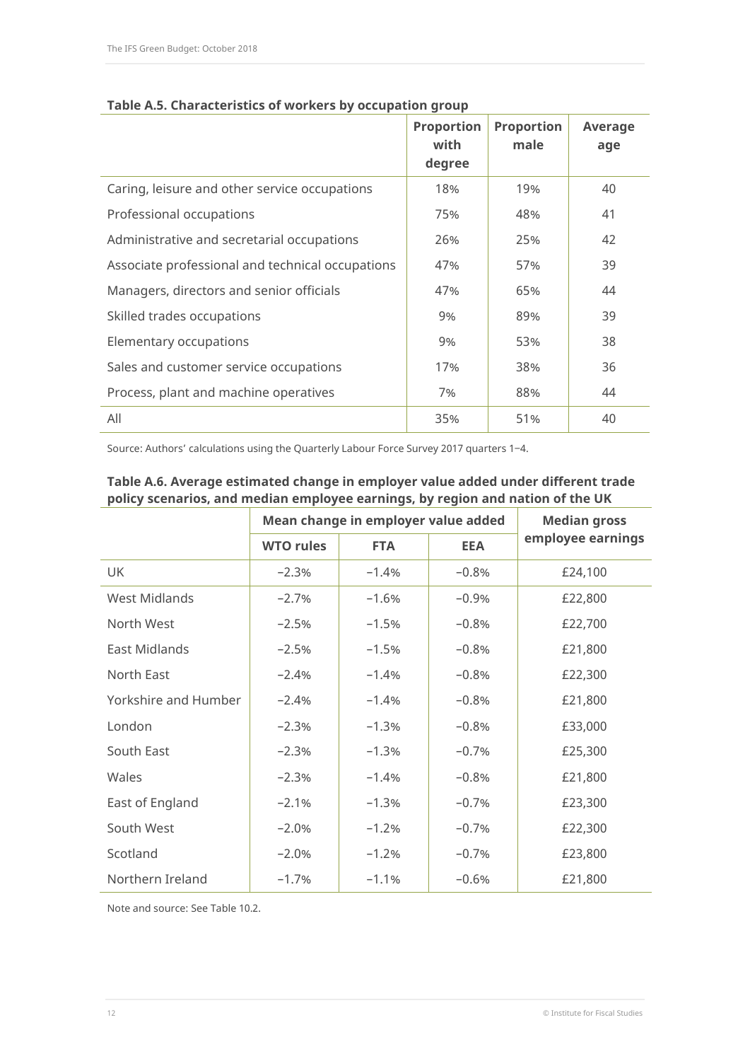**Table A.5. Characteristics of workers by occupation group**

| | Proportion with degree | Proportion male | Average age |
|---|---|---|---|
| Caring, leisure and other service occupations | 18% | 19% | 40 |
| Professional occupations | 75% | 48% | 41 |
| Administrative and secretarial occupations | 26% | 25% | 42 |
| Associate professional and technical occupations | 47% | 57% | 39 |
| Managers, directors and senior officials | 47% | 65% | 44 |
| Skilled trades occupations | 9% | 89% | 39 |
| Elementary occupations | 9% | 53% | 38 |
| Sales and customer service occupations | 17% | 38% | 36 |
| Process, plant and machine operatives | 7% | 88% | 44 |
| All | 35% | 51% | 40 |

Source: Authors' calculations using the Quarterly Labour Force Survey 2017 quarters 1–4.

**Table A.6. Average estimated change in employer value added under different trade policy scenarios, and median employee earnings, by region and nation of the UK**

| | Mean change in employer value added | | | Median gross employee earnings |
|---|---|---|---|---|
| | WTO rules | FTA | EEA | |
| UK | −2.3% | −1.4% | −0.8% | £24,100 |
| West Midlands | −2.7% | −1.6% | −0.9% | £22,800 |
| North West | −2.5% | −1.5% | −0.8% | £22,700 |
| East Midlands | −2.5% | −1.5% | −0.8% | £21,800 |
| North East | −2.4% | −1.4% | −0.8% | £22,300 |
| Yorkshire and Humber | −2.4% | −1.4% | −0.8% | £21,800 |
| London | −2.3% | −1.3% | −0.8% | £33,000 |
| South East | −2.3% | −1.3% | −0.7% | £25,300 |
| Wales | −2.3% | −1.4% | −0.8% | £21,800 |
| East of England | −2.1% | −1.3% | −0.7% | £23,300 |
| South West | −2.0% | −1.2% | −0.7% | £22,300 |
| Scotland | −2.0% | −1.2% | −0.7% | £23,800 |
| Northern Ireland | −1.7% | −1.1% | −0.6% | £21,800 |

Note and source: See Table 10.2.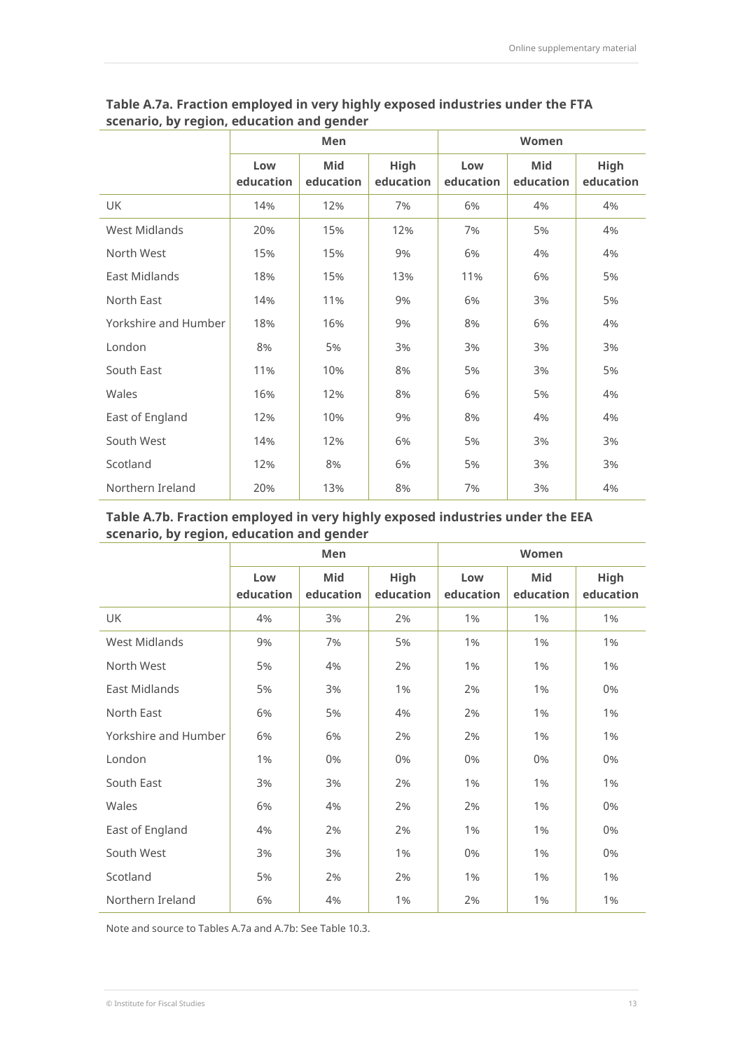**Table A.7a. Fraction employed in very highly exposed industries under the FTA scenario, by region, education and gender**

| | Men | | | Women | | |
|---|---|---|---|---|---|---|
| | Low education | Mid education | High education | Low education | Mid education | High education |
| UK | 14% | 12% | 7% | 6% | 4% | 4% |
| West Midlands | 20% | 15% | 12% | 7% | 5% | 4% |
| North West | 15% | 15% | 9% | 6% | 4% | 4% |
| East Midlands | 18% | 15% | 13% | 11% | 6% | 5% |
| North East | 14% | 11% | 9% | 6% | 3% | 5% |
| Yorkshire and Humber | 18% | 16% | 9% | 8% | 6% | 4% |
| London | 8% | 5% | 3% | 3% | 3% | 3% |
| South East | 11% | 10% | 8% | 5% | 3% | 5% |
| Wales | 16% | 12% | 8% | 6% | 5% | 4% |
| East of England | 12% | 10% | 9% | 8% | 4% | 4% |
| South West | 14% | 12% | 6% | 5% | 3% | 3% |
| Scotland | 12% | 8% | 6% | 5% | 3% | 3% |
| Northern Ireland | 20% | 13% | 8% | 7% | 3% | 4% |

**Table A.7b. Fraction employed in very highly exposed industries under the EEA scenario, by region, education and gender**

| | Men | | | Women | | |
|---|---|---|---|---|---|---|
| | Low education | Mid education | High education | Low education | Mid education | High education |
| UK | 4% | 3% | 2% | 1% | 1% | 1% |
| West Midlands | 9% | 7% | 5% | 1% | 1% | 1% |
| North West | 5% | 4% | 2% | 1% | 1% | 1% |
| East Midlands | 5% | 3% | 1% | 2% | 1% | 0% |
| North East | 6% | 5% | 4% | 2% | 1% | 1% |
| Yorkshire and Humber | 6% | 6% | 2% | 2% | 1% | 1% |
| London | 1% | 0% | 0% | 0% | 0% | 0% |
| South East | 3% | 3% | 2% | 1% | 1% | 1% |
| Wales | 6% | 4% | 2% | 2% | 1% | 0% |
| East of England | 4% | 2% | 2% | 1% | 1% | 0% |
| South West | 3% | 3% | 1% | 0% | 1% | 0% |
| Scotland | 5% | 2% | 2% | 1% | 1% | 1% |
| Northern Ireland | 6% | 4% | 1% | 2% | 1% | 1% |

Note and source to Tables A.7a and A.7b: See Table 10.3.